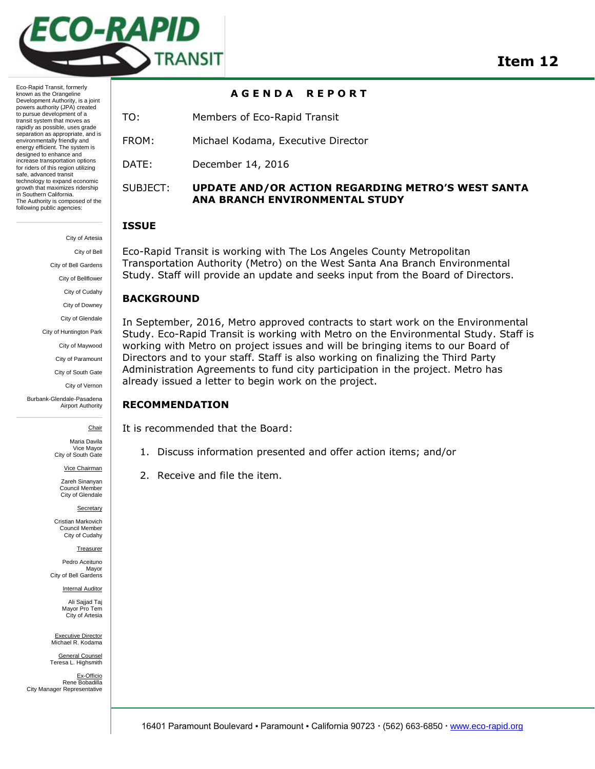# Item 12

Eco-Rapid Transit, formerly known as the Orangeline Development Authority, is a joint powers authority (JPA) created to pursue development of a transit system that moves as rapidly as possible, uses grade separation as appropriate, and is environmentally friendly and energy efficient. The system is designed to enhance and increase transportation options for riders of this region utilizing safe, advanced transit technology to expand economic growth that maximizes ridership in Southern California.
The Authority is composed of the following public agencies:

City of Artesia
City of Bell
City of Bell Gardens
City of Bellflower
City of Cudahy
City of Downey
City of Glendale
City of Huntington Park
City of Maywood
City of Paramount
City of South Gate
City of Vernon
Burbank-Glendale-Pasadena Airport Authority

Chair
Maria Davila
Vice Mayor
City of South Gate

Vice Chairman
Zareh Sinanyan
Council Member
City of Glendale

Secretary
Cristian Markovich
Council Member
City of Cudahy

Treasurer
Pedro Aceituno
Mayor
City of Bell Gardens

Internal Auditor
Ali Sajjad Taj
Mayor Pro Tem
City of Artesia

Executive Director
Michael R. Kodama

General Counsel
Teresa L. Highsmith

Ex-Officio
Rene Bobadilla
City Manager Representative

## AGENDA REPORT

TO: Members of Eco-Rapid Transit

FROM: Michael Kodama, Executive Director

DATE: December 14, 2016

SUBJECT: **UPDATE AND/OR ACTION REGARDING METRO'S WEST SANTA ANA BRANCH ENVIRONMENTAL STUDY**

## ISSUE

Eco-Rapid Transit is working with The Los Angeles County Metropolitan Transportation Authority (Metro) on the West Santa Ana Branch Environmental Study. Staff will provide an update and seeks input from the Board of Directors.

## BACKGROUND

In September, 2016, Metro approved contracts to start work on the Environmental Study. Eco-Rapid Transit is working with Metro on the Environmental Study. Staff is working with Metro on project issues and will be bringing items to our Board of Directors and to your staff. Staff is also working on finalizing the Third Party Administration Agreements to fund city participation in the project. Metro has already issued a letter to begin work on the project.

## RECOMMENDATION

It is recommended that the Board:

1. Discuss information presented and offer action items; and/or
2. Receive and file the item.

16401 Paramount Boulevard ▪ Paramount ▪ California 90723 · (562) 663-6850 · www.eco-rapid.org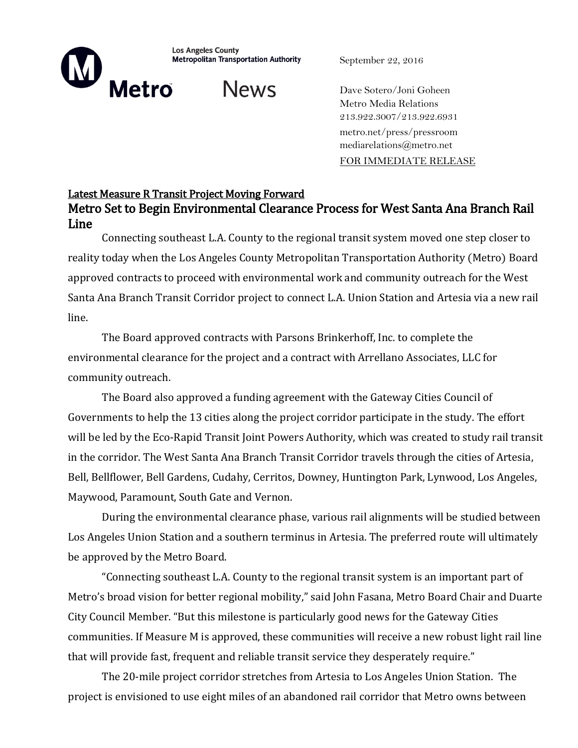**Los Angeles County Metropolitan Transportation Authority**

**Metro** News

September 22, 2016

Dave Sotero/Joni Goheen
Metro Media Relations
213.922.3007/213.922.6931
metro.net/press/pressroom
mediarelations@metro.net
FOR IMMEDIATE RELEASE

**Latest Measure R Transit Project Moving Forward**

## Metro Set to Begin Environmental Clearance Process for West Santa Ana Branch Rail Line

Connecting southeast L.A. County to the regional transit system moved one step closer to reality today when the Los Angeles County Metropolitan Transportation Authority (Metro) Board approved contracts to proceed with environmental work and community outreach for the West Santa Ana Branch Transit Corridor project to connect L.A. Union Station and Artesia via a new rail line.

The Board approved contracts with Parsons Brinkerhoff, Inc. to complete the environmental clearance for the project and a contract with Arrellano Associates, LLC for community outreach.

The Board also approved a funding agreement with the Gateway Cities Council of Governments to help the 13 cities along the project corridor participate in the study. The effort will be led by the Eco-Rapid Transit Joint Powers Authority, which was created to study rail transit in the corridor. The West Santa Ana Branch Transit Corridor travels through the cities of Artesia, Bell, Bellflower, Bell Gardens, Cudahy, Cerritos, Downey, Huntington Park, Lynwood, Los Angeles, Maywood, Paramount, South Gate and Vernon.

During the environmental clearance phase, various rail alignments will be studied between Los Angeles Union Station and a southern terminus in Artesia. The preferred route will ultimately be approved by the Metro Board.

"Connecting southeast L.A. County to the regional transit system is an important part of Metro's broad vision for better regional mobility," said John Fasana, Metro Board Chair and Duarte City Council Member. "But this milestone is particularly good news for the Gateway Cities communities. If Measure M is approved, these communities will receive a new robust light rail line that will provide fast, frequent and reliable transit service they desperately require."

The 20-mile project corridor stretches from Artesia to Los Angeles Union Station. The project is envisioned to use eight miles of an abandoned rail corridor that Metro owns between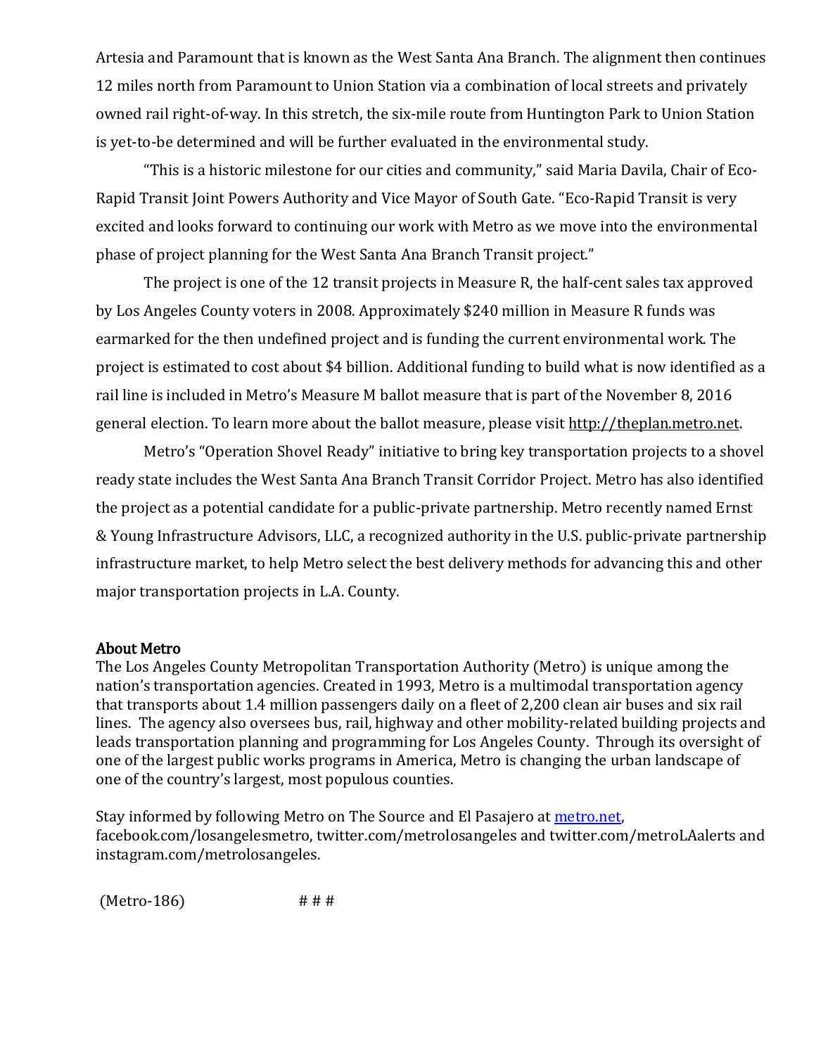Artesia and Paramount that is known as the West Santa Ana Branch. The alignment then continues 12 miles north from Paramount to Union Station via a combination of local streets and privately owned rail right-of-way. In this stretch, the six-mile route from Huntington Park to Union Station is yet-to-be determined and will be further evaluated in the environmental study.

"This is a historic milestone for our cities and community," said Maria Davila, Chair of Eco-Rapid Transit Joint Powers Authority and Vice Mayor of South Gate. "Eco-Rapid Transit is very excited and looks forward to continuing our work with Metro as we move into the environmental phase of project planning for the West Santa Ana Branch Transit project."

The project is one of the 12 transit projects in Measure R, the half-cent sales tax approved by Los Angeles County voters in 2008. Approximately $240 million in Measure R funds was earmarked for the then undefined project and is funding the current environmental work. The project is estimated to cost about $4 billion. Additional funding to build what is now identified as a rail line is included in Metro's Measure M ballot measure that is part of the November 8, 2016 general election. To learn more about the ballot measure, please visit http://theplan.metro.net.

Metro's "Operation Shovel Ready" initiative to bring key transportation projects to a shovel ready state includes the West Santa Ana Branch Transit Corridor Project. Metro has also identified the project as a potential candidate for a public-private partnership. Metro recently named Ernst & Young Infrastructure Advisors, LLC, a recognized authority in the U.S. public-private partnership infrastructure market, to help Metro select the best delivery methods for advancing this and other major transportation projects in L.A. County.

**About Metro**

The Los Angeles County Metropolitan Transportation Authority (Metro) is unique among the nation's transportation agencies. Created in 1993, Metro is a multimodal transportation agency that transports about 1.4 million passengers daily on a fleet of 2,200 clean air buses and six rail lines. The agency also oversees bus, rail, highway and other mobility-related building projects and leads transportation planning and programming for Los Angeles County. Through its oversight of one of the largest public works programs in America, Metro is changing the urban landscape of one of the country's largest, most populous counties.

Stay informed by following Metro on The Source and El Pasajero at metro.net, facebook.com/losangelesmetro, twitter.com/metrolosangeles and twitter.com/metroLAalerts and instagram.com/metrolosangeles.

(Metro-186) # # #